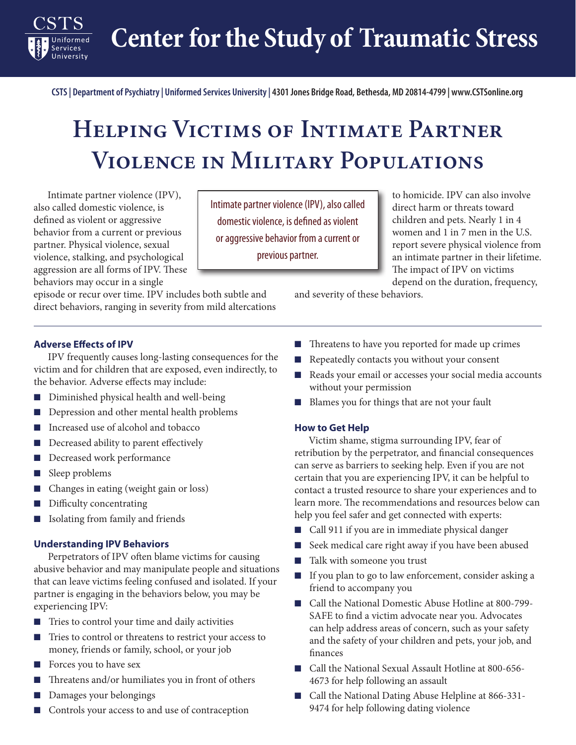# Center for the Study of Traumatic Stress

CSTS | Department of Psychiatry | Uniformed Services University | 4301 Jones Bridge Road, Bethesda, MD 20814-4799 | www.CSTSonline.org

# Helping Victims of Intimate Partner Violence in Military Populations

Intimate partner violence (IPV), also called domestic violence, is defined as violent or aggressive behavior from a current or previous partner. Physical violence, sexual violence, stalking, and psychological aggression are all forms of IPV. These behaviors may occur in a single episode or recur over time. IPV includes both subtle and direct behaviors, ranging in severity from mild altercations to homicide. IPV can also involve direct harm or threats toward children and pets. Nearly 1 in 4 women and 1 in 7 men in the U.S. report severe physical violence from an intimate partner in their lifetime. The impact of IPV on victims depend on the duration, frequency, and severity of these behaviors.

> Intimate partner violence (IPV), also called domestic violence, is defined as violent or aggressive behavior from a current or previous partner.

### Adverse Effects of IPV

IPV frequently causes long-lasting consequences for the victim and for children that are exposed, even indirectly, to the behavior. Adverse effects may include:

- Diminished physical health and well-being
- Depression and other mental health problems
- Increased use of alcohol and tobacco
- Decreased ability to parent effectively
- Decreased work performance
- Sleep problems
- Changes in eating (weight gain or loss)
- Difficulty concentrating
- Isolating from family and friends

### Understanding IPV Behaviors

Perpetrators of IPV often blame victims for causing abusive behavior and may manipulate people and situations that can leave victims feeling confused and isolated. If your partner is engaging in the behaviors below, you may be experiencing IPV:

- Tries to control your time and daily activities
- Tries to control or threatens to restrict your access to money, friends or family, school, or your job
- Forces you to have sex
- Threatens and/or humiliates you in front of others
- Damages your belongings
- Controls your access to and use of contraception
- Threatens to have you reported for made up crimes
- Repeatedly contacts you without your consent
- Reads your email or accesses your social media accounts without your permission
- Blames you for things that are not your fault

### How to Get Help

Victim shame, stigma surrounding IPV, fear of retribution by the perpetrator, and financial consequences can serve as barriers to seeking help. Even if you are not certain that you are experiencing IPV, it can be helpful to contact a trusted resource to share your experiences and to learn more. The recommendations and resources below can help you feel safer and get connected with experts:

- Call 911 if you are in immediate physical danger
- Seek medical care right away if you have been abused
- Talk with someone you trust
- If you plan to go to law enforcement, consider asking a friend to accompany you
- Call the National Domestic Abuse Hotline at 800-799-SAFE to find a victim advocate near you. Advocates can help address areas of concern, such as your safety and the safety of your children and pets, your job, and finances
- Call the National Sexual Assault Hotline at 800-656-4673 for help following an assault
- Call the National Dating Abuse Helpline at 866-331-9474 for help following dating violence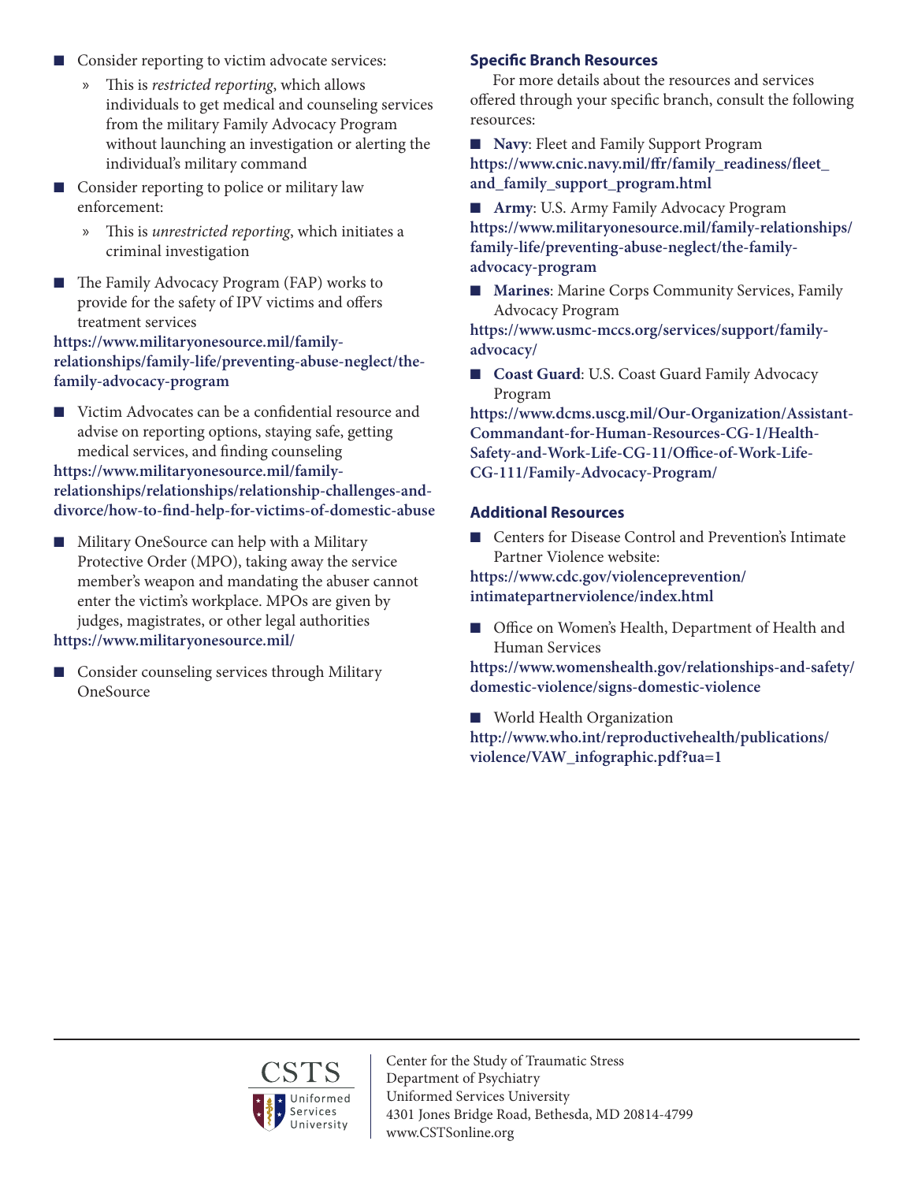- Consider reporting to victim advocate services:
  - This is *restricted reporting*, which allows individuals to get medical and counseling services from the military Family Advocacy Program without launching an investigation or alerting the individual's military command
- Consider reporting to police or military law enforcement:
  - This is *unrestricted reporting*, which initiates a criminal investigation
- The Family Advocacy Program (FAP) works to provide for the safety of IPV victims and offers treatment services

**https://www.militaryonesource.mil/family-relationships/family-life/preventing-abuse-neglect/the-family-advocacy-program**

- Victim Advocates can be a confidential resource and advise on reporting options, staying safe, getting medical services, and finding counseling

**https://www.militaryonesource.mil/family-relationships/relationships/relationship-challenges-and-divorce/how-to-find-help-for-victims-of-domestic-abuse**

- Military OneSource can help with a Military Protective Order (MPO), taking away the service member's weapon and mandating the abuser cannot enter the victim's workplace. MPOs are given by judges, magistrates, or other legal authorities

**https://www.militaryonesource.mil/**

- Consider counseling services through Military OneSource

### Specific Branch Resources

For more details about the resources and services offered through your specific branch, consult the following resources:

- **Navy**: Fleet and Family Support Program

**https://www.cnic.navy.mil/ffr/family_readiness/fleet_and_family_support_program.html**

- **Army**: U.S. Army Family Advocacy Program

**https://www.militaryonesource.mil/family-relationships/family-life/preventing-abuse-neglect/the-family-advocacy-program**

- **Marines**: Marine Corps Community Services, Family Advocacy Program

**https://www.usmc-mccs.org/services/support/family-advocacy/**

- **Coast Guard**: U.S. Coast Guard Family Advocacy Program

**https://www.dcms.uscg.mil/Our-Organization/Assistant-Commandant-for-Human-Resources-CG-1/Health-Safety-and-Work-Life-CG-11/Office-of-Work-Life-CG-111/Family-Advocacy-Program/**

### Additional Resources

- Centers for Disease Control and Prevention's Intimate Partner Violence website:

**https://www.cdc.gov/violenceprevention/intimatepartnerviolence/index.html**

- Office on Women's Health, Department of Health and Human Services

**https://www.womenshealth.gov/relationships-and-safety/domestic-violence/signs-domestic-violence**

- World Health Organization

**http://www.who.int/reproductivehealth/publications/violence/VAW_infographic.pdf?ua=1**

CSTS Uniformed Services University

Center for the Study of Traumatic Stress
Department of Psychiatry
Uniformed Services University
4301 Jones Bridge Road, Bethesda, MD 20814-4799
www.CSTSonline.org